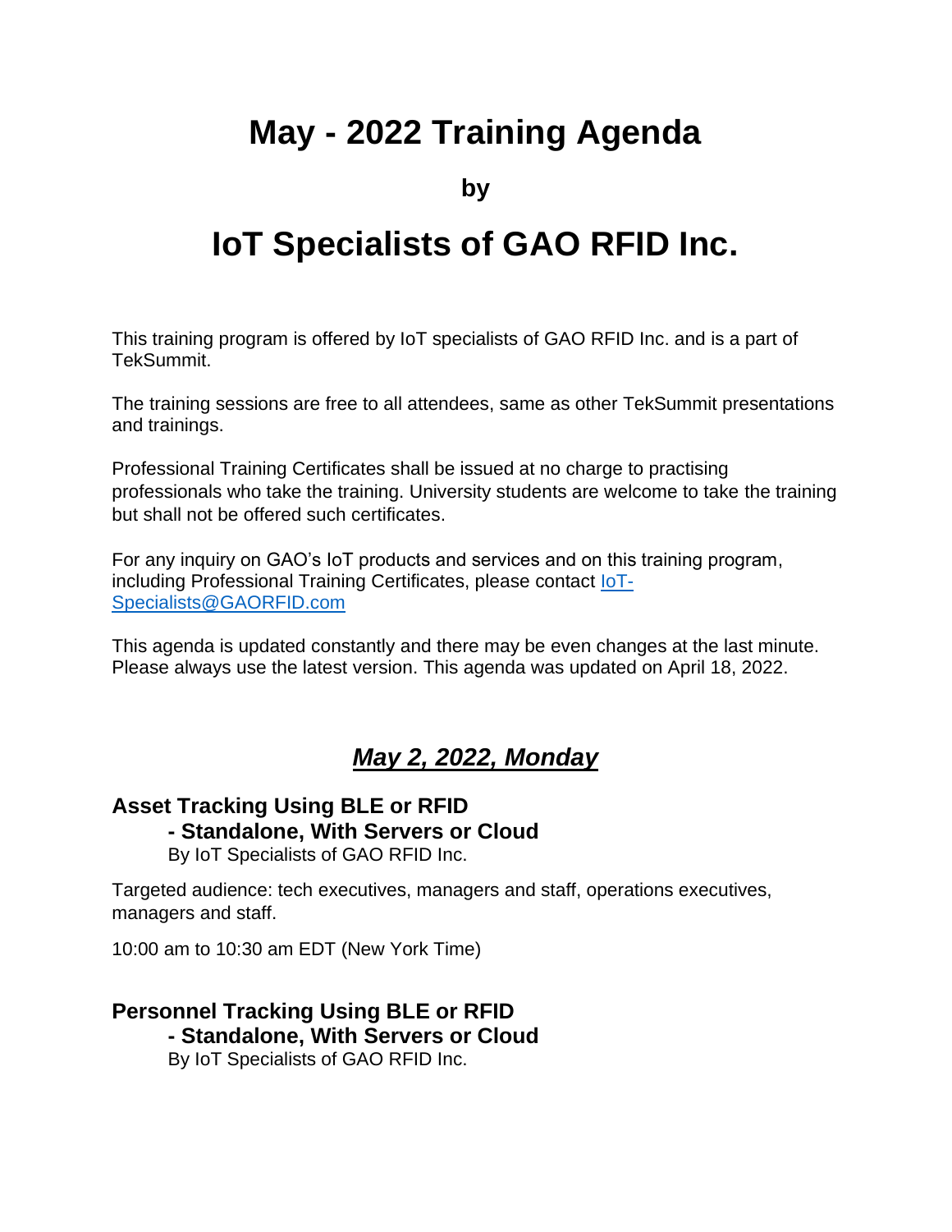# May - 2022 Training Agenda

**by**

# IoT Specialists of GAO RFID Inc.

This training program is offered by IoT specialists of GAO RFID Inc. and is a part of TekSummit.

The training sessions are free to all attendees, same as other TekSummit presentations and trainings.

Professional Training Certificates shall be issued at no charge to practising professionals who take the training. University students are welcome to take the training but shall not be offered such certificates.

For any inquiry on GAO's IoT products and services and on this training program, including Professional Training Certificates, please contact [IoT-Specialists@GAORFID.com](mailto:IoT-Specialists@GAORFID.com)

This agenda is updated constantly and there may be even changes at the last minute. Please always use the latest version. This agenda was updated on April 18, 2022.

## ***May 2, 2022, Monday***

### Asset Tracking Using BLE or RFID
### - Standalone, With Servers or Cloud

By IoT Specialists of GAO RFID Inc.

Targeted audience: tech executives, managers and staff, operations executives, managers and staff.

10:00 am to 10:30 am EDT (New York Time)

### Personnel Tracking Using BLE or RFID
### - Standalone, With Servers or Cloud

By IoT Specialists of GAO RFID Inc.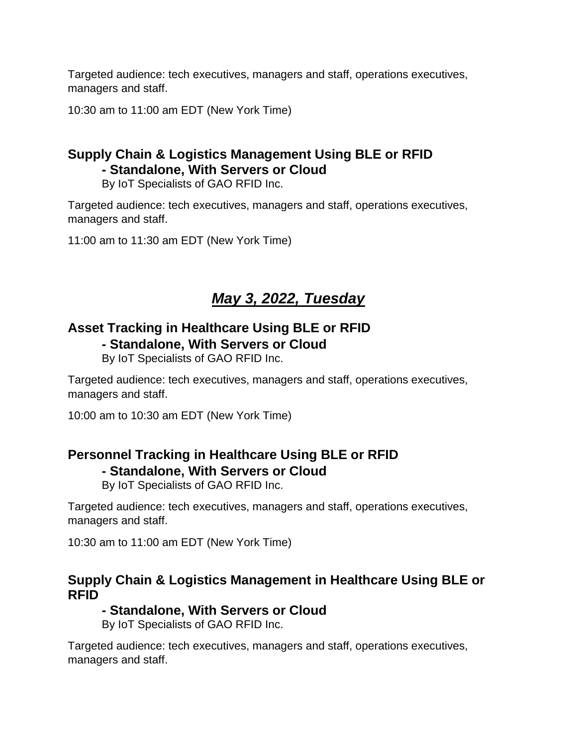Targeted audience: tech executives, managers and staff, operations executives, managers and staff.

10:30 am to 11:00 am EDT (New York Time)

### Supply Chain & Logistics Management Using BLE or RFID - Standalone, With Servers or Cloud

By IoT Specialists of GAO RFID Inc.

Targeted audience: tech executives, managers and staff, operations executives, managers and staff.

11:00 am to 11:30 am EDT (New York Time)

## ***May 3, 2022, Tuesday***

### Asset Tracking in Healthcare Using BLE or RFID - Standalone, With Servers or Cloud

By IoT Specialists of GAO RFID Inc.

Targeted audience: tech executives, managers and staff, operations executives, managers and staff.

10:00 am to 10:30 am EDT (New York Time)

### Personnel Tracking in Healthcare Using BLE or RFID - Standalone, With Servers or Cloud

By IoT Specialists of GAO RFID Inc.

Targeted audience: tech executives, managers and staff, operations executives, managers and staff.

10:30 am to 11:00 am EDT (New York Time)

### Supply Chain & Logistics Management in Healthcare Using BLE or RFID - Standalone, With Servers or Cloud

By IoT Specialists of GAO RFID Inc.

Targeted audience: tech executives, managers and staff, operations executives, managers and staff.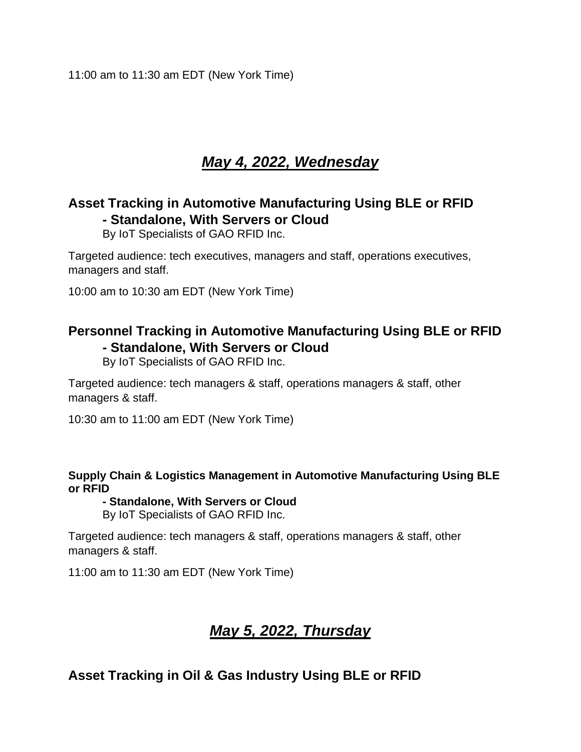11:00 am to 11:30 am EDT (New York Time)

## ***May 4, 2022, Wednesday***

### Asset Tracking in Automotive Manufacturing Using BLE or RFID - Standalone, With Servers or Cloud

By IoT Specialists of GAO RFID Inc.

Targeted audience: tech executives, managers and staff, operations executives, managers and staff.

10:00 am to 10:30 am EDT (New York Time)

### Personnel Tracking in Automotive Manufacturing Using BLE or RFID - Standalone, With Servers or Cloud

By IoT Specialists of GAO RFID Inc.

Targeted audience: tech managers & staff, operations managers & staff, other managers & staff.

10:30 am to 11:00 am EDT (New York Time)

**Supply Chain & Logistics Management in Automotive Manufacturing Using BLE or RFID**

**- Standalone, With Servers or Cloud**

By IoT Specialists of GAO RFID Inc.

Targeted audience: tech managers & staff, operations managers & staff, other managers & staff.

11:00 am to 11:30 am EDT (New York Time)

## ***May 5, 2022, Thursday***

### Asset Tracking in Oil & Gas Industry Using BLE or RFID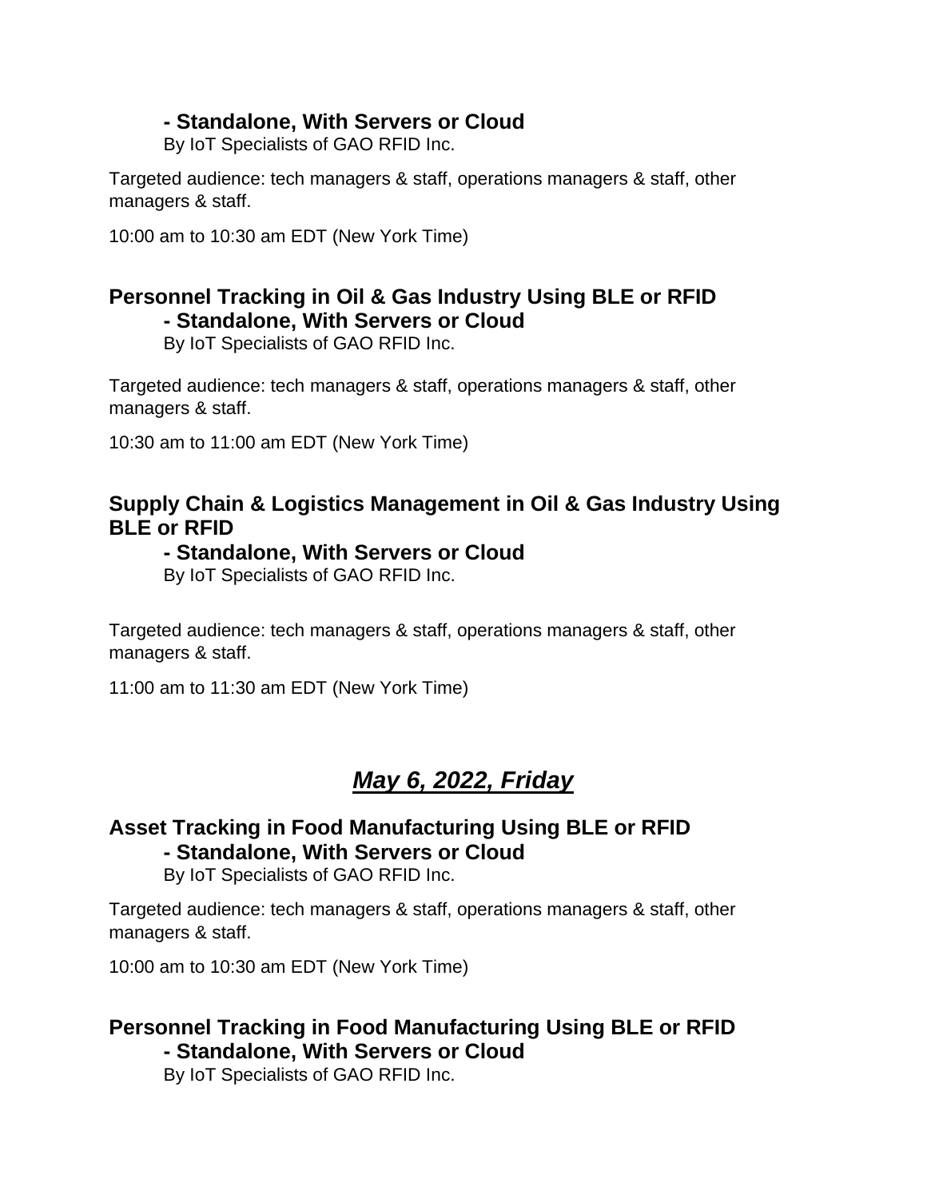**- Standalone, With Servers or Cloud**
By IoT Specialists of GAO RFID Inc.

Targeted audience: tech managers & staff, operations managers & staff, other managers & staff.

10:00 am to 10:30 am EDT (New York Time)

### Personnel Tracking in Oil & Gas Industry Using BLE or RFID
**- Standalone, With Servers or Cloud**
By IoT Specialists of GAO RFID Inc.

Targeted audience: tech managers & staff, operations managers & staff, other managers & staff.

10:30 am to 11:00 am EDT (New York Time)

### Supply Chain & Logistics Management in Oil & Gas Industry Using BLE or RFID
**- Standalone, With Servers or Cloud**
By IoT Specialists of GAO RFID Inc.

Targeted audience: tech managers & staff, operations managers & staff, other managers & staff.

11:00 am to 11:30 am EDT (New York Time)

## *May 6, 2022, Friday*

### Asset Tracking in Food Manufacturing Using BLE or RFID
**- Standalone, With Servers or Cloud**
By IoT Specialists of GAO RFID Inc.

Targeted audience: tech managers & staff, operations managers & staff, other managers & staff.

10:00 am to 10:30 am EDT (New York Time)

### Personnel Tracking in Food Manufacturing Using BLE or RFID
**- Standalone, With Servers or Cloud**
By IoT Specialists of GAO RFID Inc.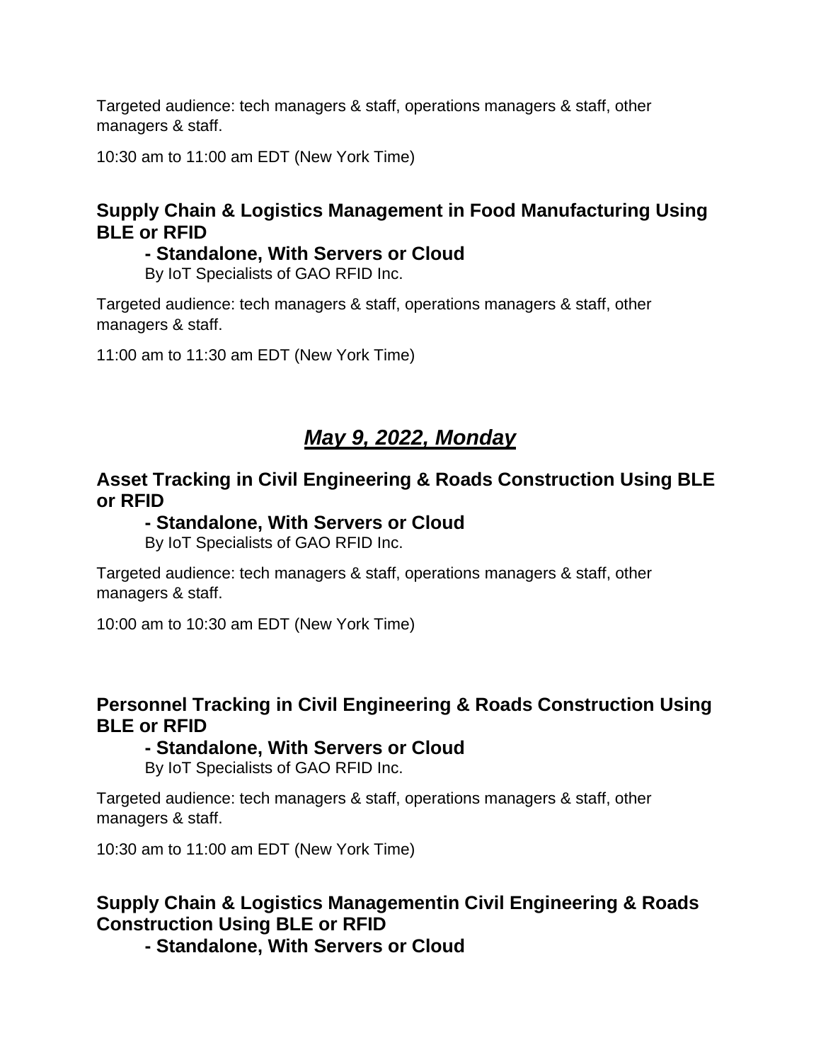Targeted audience: tech managers & staff, operations managers & staff, other managers & staff.

10:30 am to 11:00 am EDT (New York Time)

### Supply Chain & Logistics Management in Food Manufacturing Using BLE or RFID

### - Standalone, With Servers or Cloud

By IoT Specialists of GAO RFID Inc.

Targeted audience: tech managers & staff, operations managers & staff, other managers & staff.

11:00 am to 11:30 am EDT (New York Time)

## ***May 9, 2022, Monday***

### Asset Tracking in Civil Engineering & Roads Construction Using BLE or RFID

### - Standalone, With Servers or Cloud

By IoT Specialists of GAO RFID Inc.

Targeted audience: tech managers & staff, operations managers & staff, other managers & staff.

10:00 am to 10:30 am EDT (New York Time)

### Personnel Tracking in Civil Engineering & Roads Construction Using BLE or RFID

### - Standalone, With Servers or Cloud

By IoT Specialists of GAO RFID Inc.

Targeted audience: tech managers & staff, operations managers & staff, other managers & staff.

10:30 am to 11:00 am EDT (New York Time)

### Supply Chain & Logistics Managementin Civil Engineering & Roads Construction Using BLE or RFID

### - Standalone, With Servers or Cloud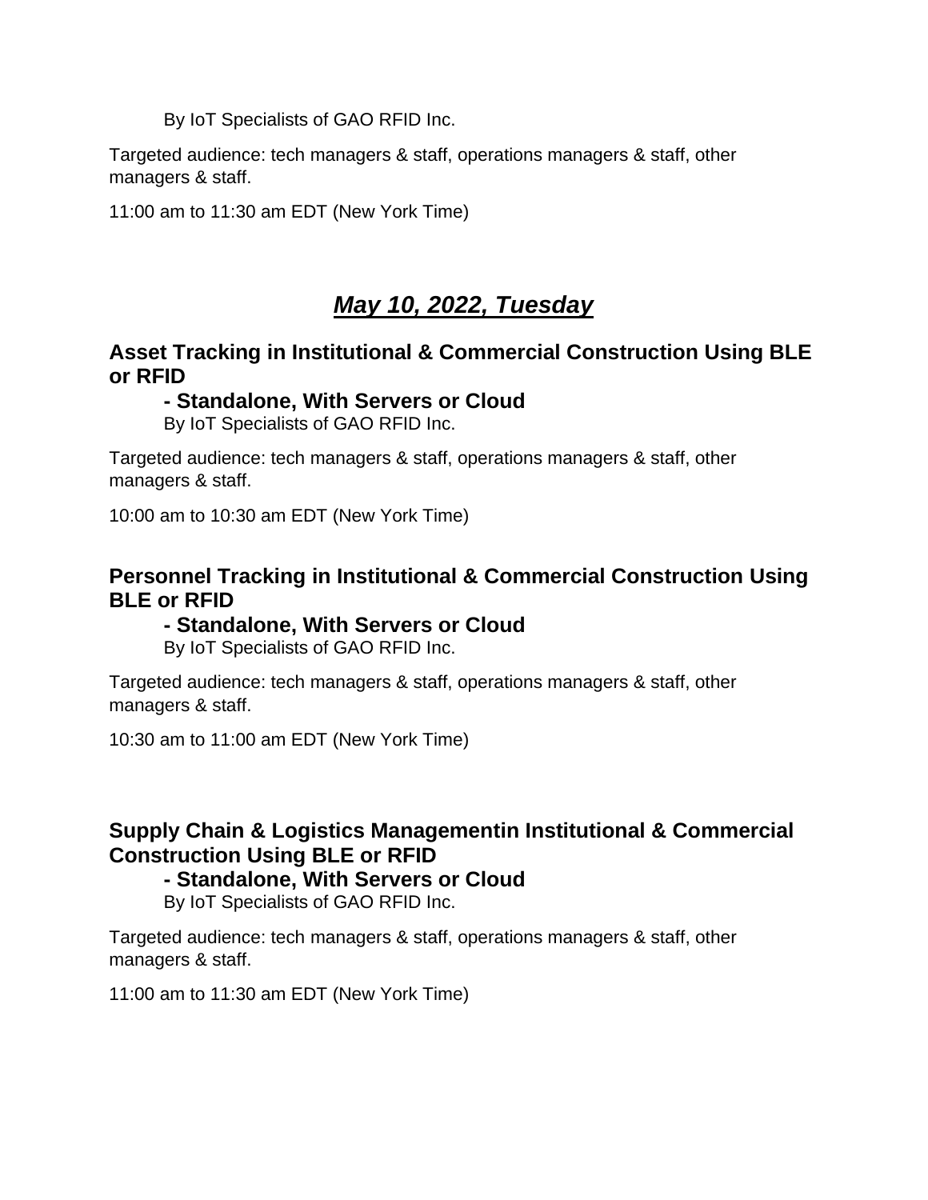By IoT Specialists of GAO RFID Inc.

Targeted audience: tech managers & staff, operations managers & staff, other managers & staff.

11:00 am to 11:30 am EDT (New York Time)

## ***May 10, 2022, Tuesday***

### Asset Tracking in Institutional & Commercial Construction Using BLE or RFID

### - Standalone, With Servers or Cloud

By IoT Specialists of GAO RFID Inc.

Targeted audience: tech managers & staff, operations managers & staff, other managers & staff.

10:00 am to 10:30 am EDT (New York Time)

### Personnel Tracking in Institutional & Commercial Construction Using BLE or RFID

### - Standalone, With Servers or Cloud

By IoT Specialists of GAO RFID Inc.

Targeted audience: tech managers & staff, operations managers & staff, other managers & staff.

10:30 am to 11:00 am EDT (New York Time)

### Supply Chain & Logistics Managementin Institutional & Commercial Construction Using BLE or RFID

### - Standalone, With Servers or Cloud

By IoT Specialists of GAO RFID Inc.

Targeted audience: tech managers & staff, operations managers & staff, other managers & staff.

11:00 am to 11:30 am EDT (New York Time)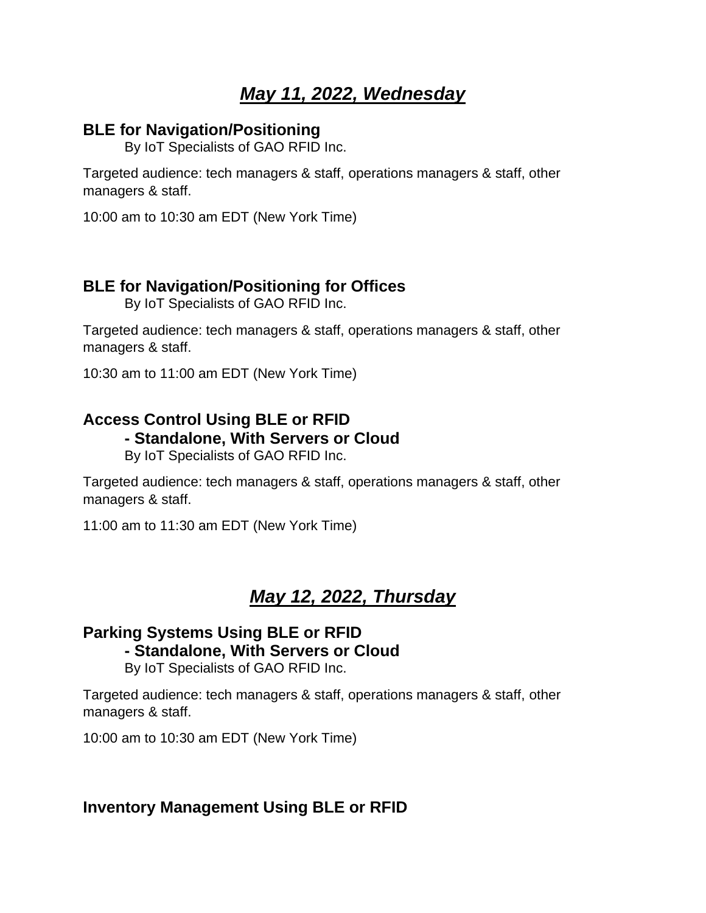## ***May 11, 2022, Wednesday***

### BLE for Navigation/Positioning

By IoT Specialists of GAO RFID Inc.

Targeted audience: tech managers & staff, operations managers & staff, other managers & staff.

10:00 am to 10:30 am EDT (New York Time)

### BLE for Navigation/Positioning for Offices

By IoT Specialists of GAO RFID Inc.

Targeted audience: tech managers & staff, operations managers & staff, other managers & staff.

10:30 am to 11:00 am EDT (New York Time)

### Access Control Using BLE or RFID - Standalone, With Servers or Cloud

By IoT Specialists of GAO RFID Inc.

Targeted audience: tech managers & staff, operations managers & staff, other managers & staff.

11:00 am to 11:30 am EDT (New York Time)

## ***May 12, 2022, Thursday***

### Parking Systems Using BLE or RFID - Standalone, With Servers or Cloud

By IoT Specialists of GAO RFID Inc.

Targeted audience: tech managers & staff, operations managers & staff, other managers & staff.

10:00 am to 10:30 am EDT (New York Time)

### Inventory Management Using BLE or RFID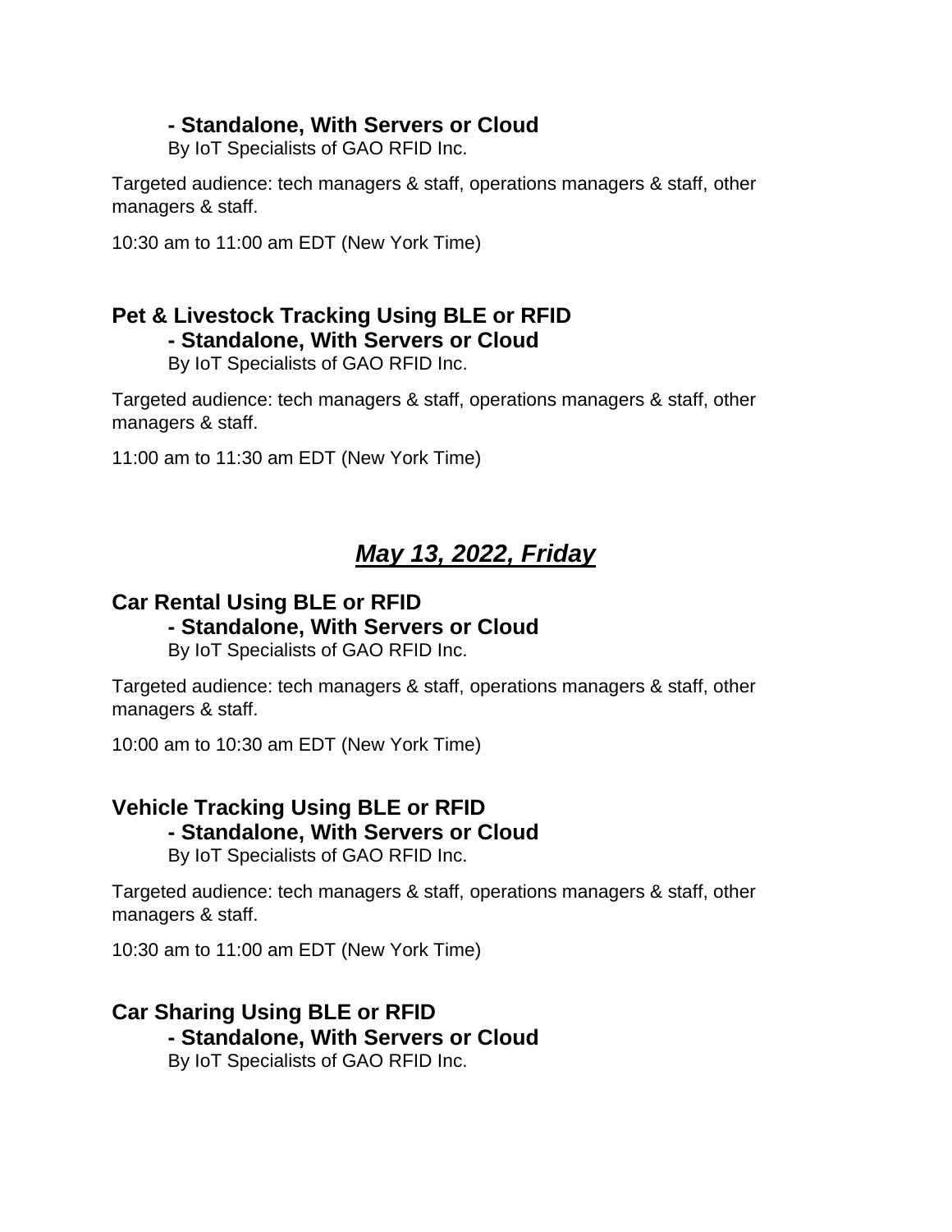**- Standalone, With Servers or Cloud**
By IoT Specialists of GAO RFID Inc.

Targeted audience: tech managers & staff, operations managers & staff, other managers & staff.

10:30 am to 11:00 am EDT (New York Time)

### Pet & Livestock Tracking Using BLE or RFID
### - Standalone, With Servers or Cloud

By IoT Specialists of GAO RFID Inc.

Targeted audience: tech managers & staff, operations managers & staff, other managers & staff.

11:00 am to 11:30 am EDT (New York Time)

## ***May 13, 2022, Friday***

### Car Rental Using BLE or RFID
### - Standalone, With Servers or Cloud

By IoT Specialists of GAO RFID Inc.

Targeted audience: tech managers & staff, operations managers & staff, other managers & staff.

10:00 am to 10:30 am EDT (New York Time)

### Vehicle Tracking Using BLE or RFID
### - Standalone, With Servers or Cloud

By IoT Specialists of GAO RFID Inc.

Targeted audience: tech managers & staff, operations managers & staff, other managers & staff.

10:30 am to 11:00 am EDT (New York Time)

### Car Sharing Using BLE or RFID
### - Standalone, With Servers or Cloud

By IoT Specialists of GAO RFID Inc.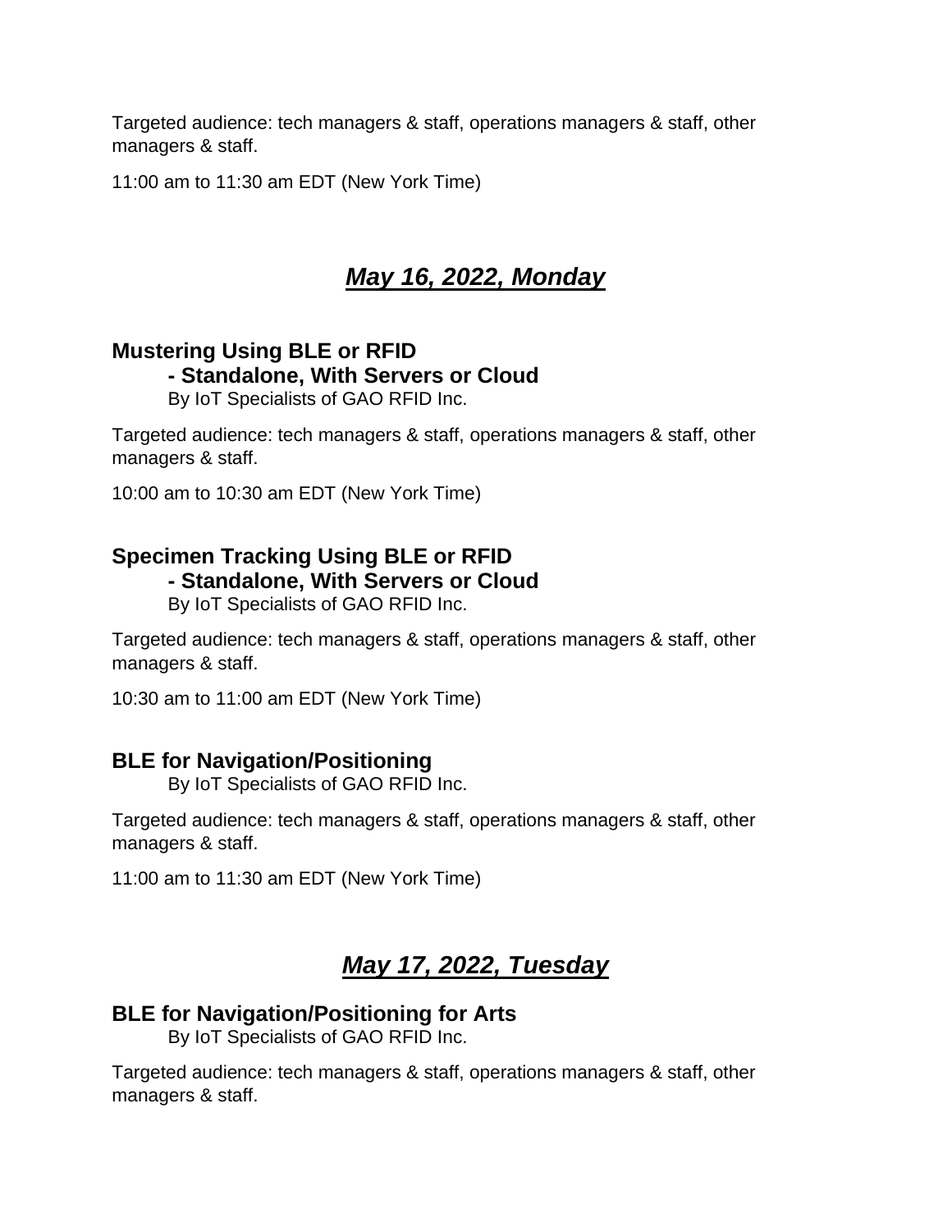Targeted audience: tech managers & staff, operations managers & staff, other managers & staff.

11:00 am to 11:30 am EDT (New York Time)

## ***May 16, 2022, Monday***

### **Mustering Using BLE or RFID**
### **- Standalone, With Servers or Cloud**

By IoT Specialists of GAO RFID Inc.

Targeted audience: tech managers & staff, operations managers & staff, other managers & staff.

10:00 am to 10:30 am EDT (New York Time)

### **Specimen Tracking Using BLE or RFID**
### **- Standalone, With Servers or Cloud**

By IoT Specialists of GAO RFID Inc.

Targeted audience: tech managers & staff, operations managers & staff, other managers & staff.

10:30 am to 11:00 am EDT (New York Time)

### **BLE for Navigation/Positioning**

By IoT Specialists of GAO RFID Inc.

Targeted audience: tech managers & staff, operations managers & staff, other managers & staff.

11:00 am to 11:30 am EDT (New York Time)

## ***May 17, 2022, Tuesday***

### **BLE for Navigation/Positioning for Arts**

By IoT Specialists of GAO RFID Inc.

Targeted audience: tech managers & staff, operations managers & staff, other managers & staff.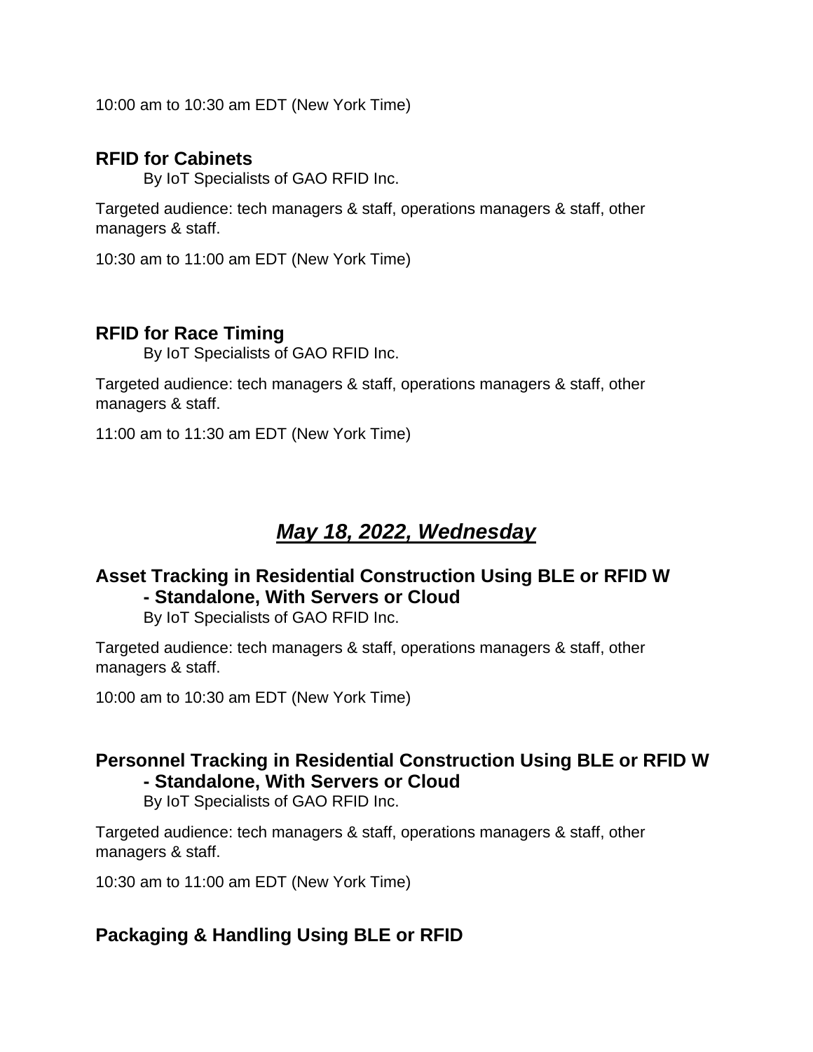10:00 am to 10:30 am EDT (New York Time)

### RFID for Cabinets

By IoT Specialists of GAO RFID Inc.

Targeted audience: tech managers & staff, operations managers & staff, other managers & staff.

10:30 am to 11:00 am EDT (New York Time)

### RFID for Race Timing

By IoT Specialists of GAO RFID Inc.

Targeted audience: tech managers & staff, operations managers & staff, other managers & staff.

11:00 am to 11:30 am EDT (New York Time)

## ***May 18, 2022, Wednesday***

### Asset Tracking in Residential Construction Using BLE or RFID W - Standalone, With Servers or Cloud

By IoT Specialists of GAO RFID Inc.

Targeted audience: tech managers & staff, operations managers & staff, other managers & staff.

10:00 am to 10:30 am EDT (New York Time)

### Personnel Tracking in Residential Construction Using BLE or RFID W - Standalone, With Servers or Cloud

By IoT Specialists of GAO RFID Inc.

Targeted audience: tech managers & staff, operations managers & staff, other managers & staff.

10:30 am to 11:00 am EDT (New York Time)

### Packaging & Handling Using BLE or RFID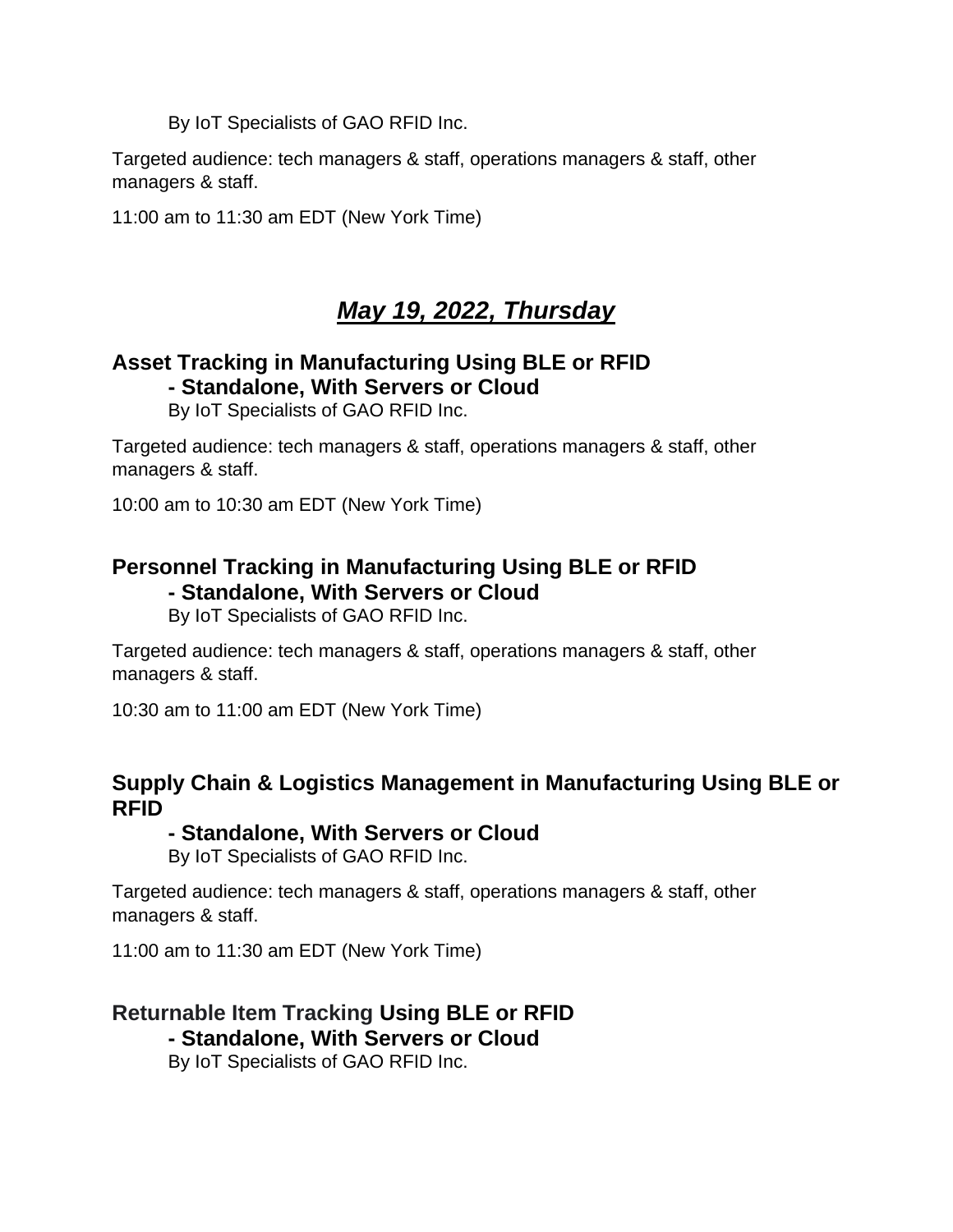By IoT Specialists of GAO RFID Inc.

Targeted audience: tech managers & staff, operations managers & staff, other managers & staff.

11:00 am to 11:30 am EDT (New York Time)

## ***May 19, 2022, Thursday***

### Asset Tracking in Manufacturing Using BLE or RFID - Standalone, With Servers or Cloud

By IoT Specialists of GAO RFID Inc.

Targeted audience: tech managers & staff, operations managers & staff, other managers & staff.

10:00 am to 10:30 am EDT (New York Time)

### Personnel Tracking in Manufacturing Using BLE or RFID - Standalone, With Servers or Cloud

By IoT Specialists of GAO RFID Inc.

Targeted audience: tech managers & staff, operations managers & staff, other managers & staff.

10:30 am to 11:00 am EDT (New York Time)

### Supply Chain & Logistics Management in Manufacturing Using BLE or RFID - Standalone, With Servers or Cloud

By IoT Specialists of GAO RFID Inc.

Targeted audience: tech managers & staff, operations managers & staff, other managers & staff.

11:00 am to 11:30 am EDT (New York Time)

### Returnable Item Tracking Using BLE or RFID - Standalone, With Servers or Cloud

By IoT Specialists of GAO RFID Inc.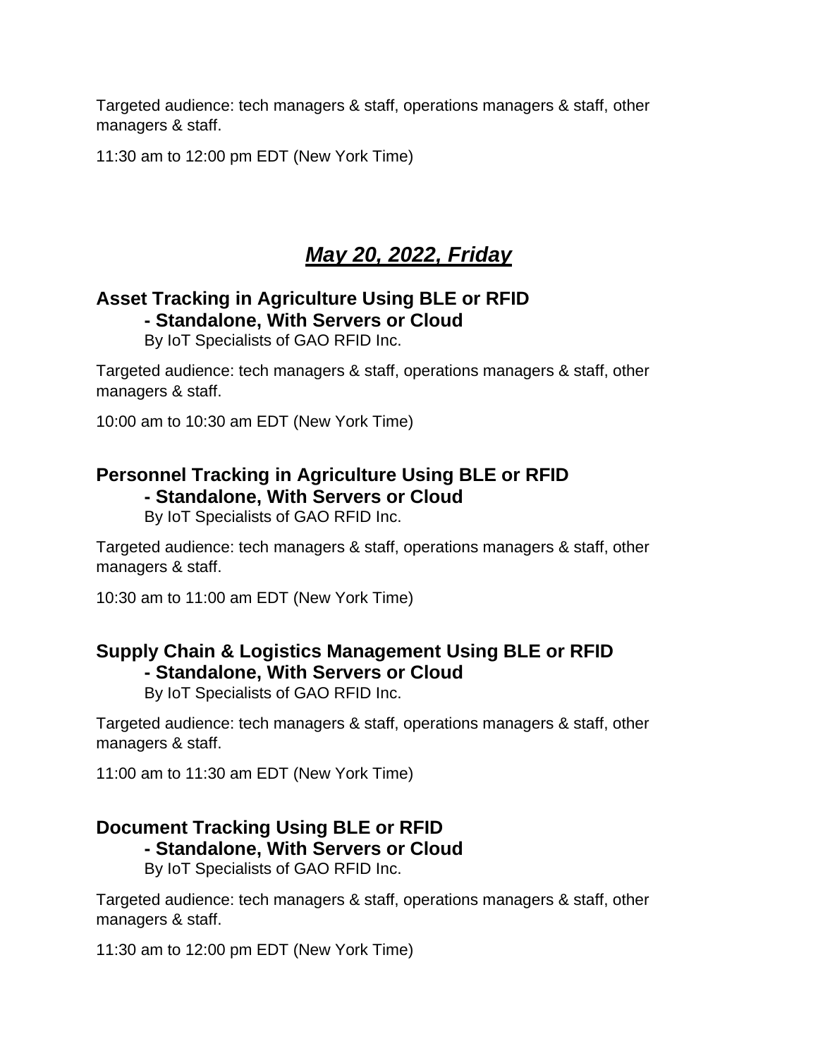Targeted audience: tech managers & staff, operations managers & staff, other managers & staff.

11:30 am to 12:00 pm EDT (New York Time)

## ***May 20, 2022, Friday***

### Asset Tracking in Agriculture Using BLE or RFID - Standalone, With Servers or Cloud

By IoT Specialists of GAO RFID Inc.

Targeted audience: tech managers & staff, operations managers & staff, other managers & staff.

10:00 am to 10:30 am EDT (New York Time)

### Personnel Tracking in Agriculture Using BLE or RFID - Standalone, With Servers or Cloud

By IoT Specialists of GAO RFID Inc.

Targeted audience: tech managers & staff, operations managers & staff, other managers & staff.

10:30 am to 11:00 am EDT (New York Time)

### Supply Chain & Logistics Management Using BLE or RFID - Standalone, With Servers or Cloud

By IoT Specialists of GAO RFID Inc.

Targeted audience: tech managers & staff, operations managers & staff, other managers & staff.

11:00 am to 11:30 am EDT (New York Time)

### Document Tracking Using BLE or RFID - Standalone, With Servers or Cloud

By IoT Specialists of GAO RFID Inc.

Targeted audience: tech managers & staff, operations managers & staff, other managers & staff.

11:30 am to 12:00 pm EDT (New York Time)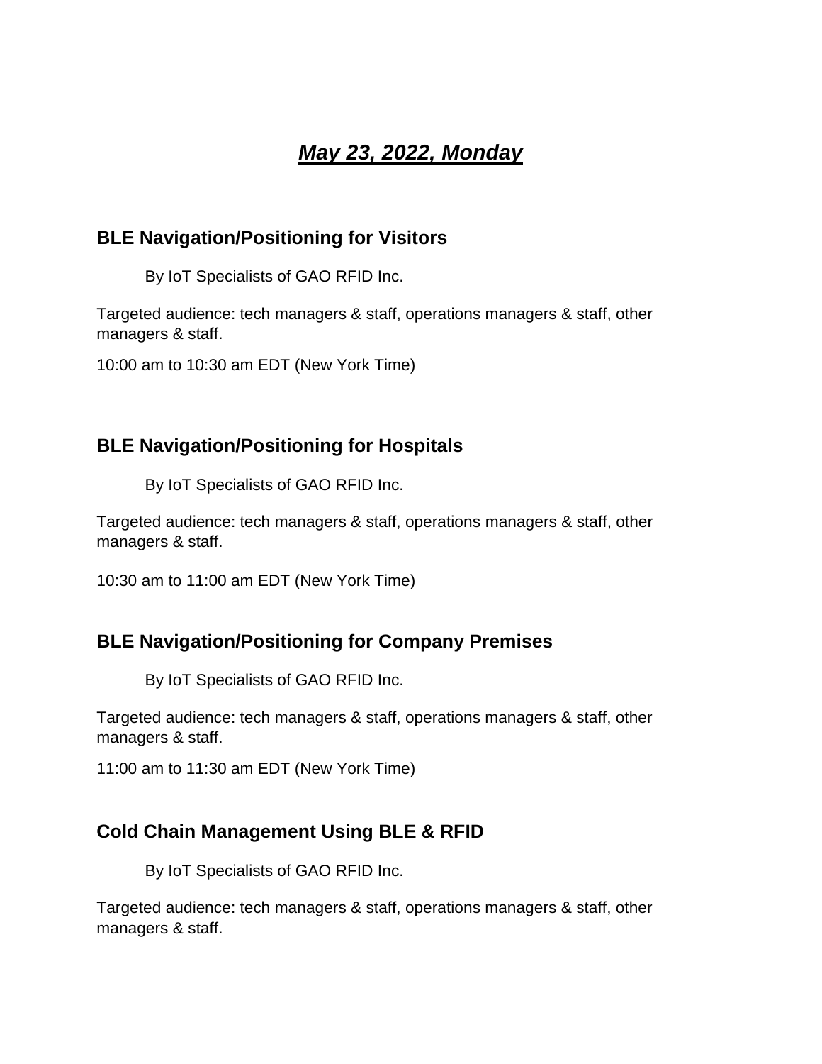# ***May 23, 2022, Monday***

## BLE Navigation/Positioning for Visitors

By IoT Specialists of GAO RFID Inc.

Targeted audience: tech managers & staff, operations managers & staff, other managers & staff.

10:00 am to 10:30 am EDT (New York Time)

## BLE Navigation/Positioning for Hospitals

By IoT Specialists of GAO RFID Inc.

Targeted audience: tech managers & staff, operations managers & staff, other managers & staff.

10:30 am to 11:00 am EDT (New York Time)

## BLE Navigation/Positioning for Company Premises

By IoT Specialists of GAO RFID Inc.

Targeted audience: tech managers & staff, operations managers & staff, other managers & staff.

11:00 am to 11:30 am EDT (New York Time)

## Cold Chain Management Using BLE & RFID

By IoT Specialists of GAO RFID Inc.

Targeted audience: tech managers & staff, operations managers & staff, other managers & staff.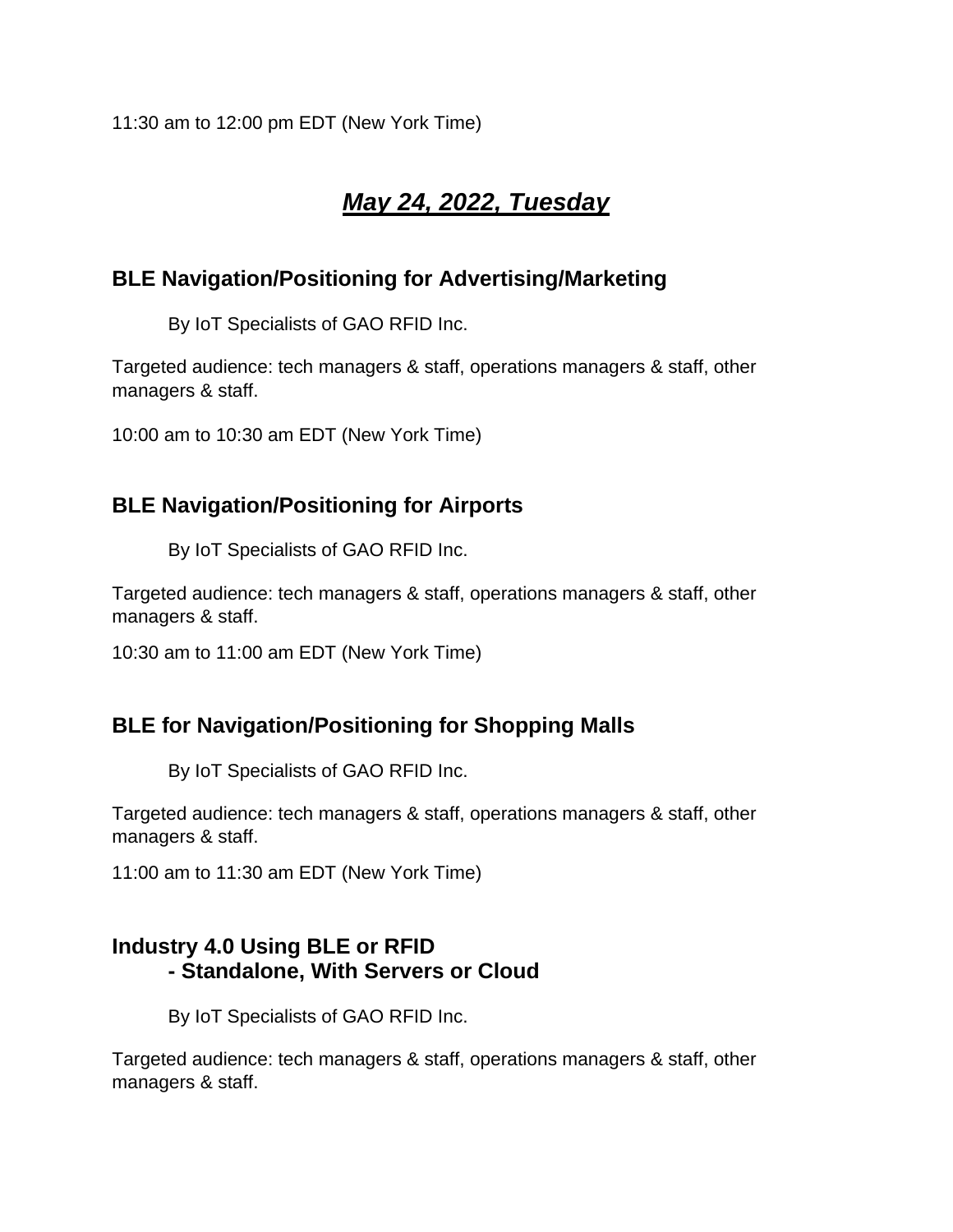11:30 am to 12:00 pm EDT (New York Time)

## ***May 24, 2022, Tuesday***

### BLE Navigation/Positioning for Advertising/Marketing

By IoT Specialists of GAO RFID Inc.

Targeted audience: tech managers & staff, operations managers & staff, other managers & staff.

10:00 am to 10:30 am EDT (New York Time)

### BLE Navigation/Positioning for Airports

By IoT Specialists of GAO RFID Inc.

Targeted audience: tech managers & staff, operations managers & staff, other managers & staff.

10:30 am to 11:00 am EDT (New York Time)

### BLE for Navigation/Positioning for Shopping Malls

By IoT Specialists of GAO RFID Inc.

Targeted audience: tech managers & staff, operations managers & staff, other managers & staff.

11:00 am to 11:30 am EDT (New York Time)

### Industry 4.0 Using BLE or RFID - Standalone, With Servers or Cloud

By IoT Specialists of GAO RFID Inc.

Targeted audience: tech managers & staff, operations managers & staff, other managers & staff.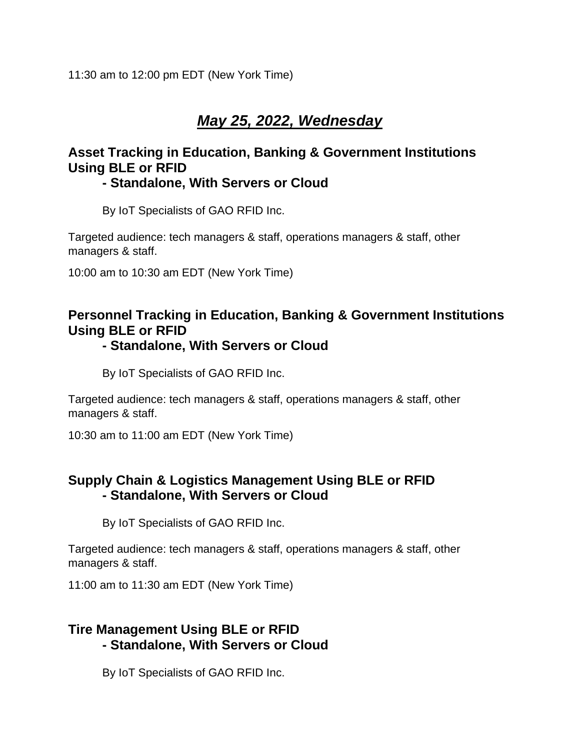11:30 am to 12:00 pm EDT (New York Time)

## *May 25, 2022, Wednesday*

### Asset Tracking in Education, Banking & Government Institutions Using BLE or RFID
### - Standalone, With Servers or Cloud

By IoT Specialists of GAO RFID Inc.

Targeted audience: tech managers & staff, operations managers & staff, other managers & staff.

10:00 am to 10:30 am EDT (New York Time)

### Personnel Tracking in Education, Banking & Government Institutions Using BLE or RFID
### - Standalone, With Servers or Cloud

By IoT Specialists of GAO RFID Inc.

Targeted audience: tech managers & staff, operations managers & staff, other managers & staff.

10:30 am to 11:00 am EDT (New York Time)

### Supply Chain & Logistics Management Using BLE or RFID
### - Standalone, With Servers or Cloud

By IoT Specialists of GAO RFID Inc.

Targeted audience: tech managers & staff, operations managers & staff, other managers & staff.

11:00 am to 11:30 am EDT (New York Time)

### Tire Management Using BLE or RFID
### - Standalone, With Servers or Cloud

By IoT Specialists of GAO RFID Inc.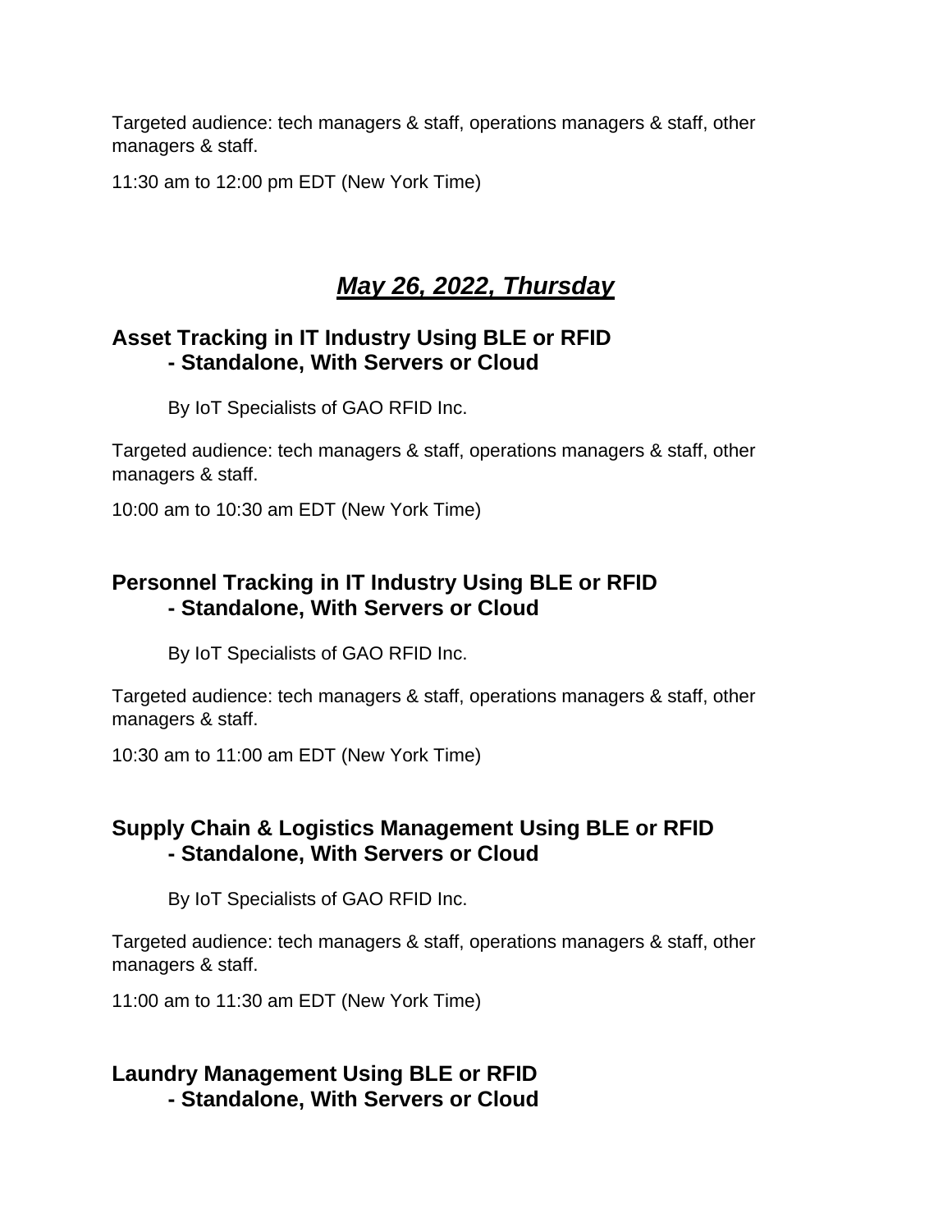Targeted audience: tech managers & staff, operations managers & staff, other managers & staff.

11:30 am to 12:00 pm EDT (New York Time)

## ***May 26, 2022, Thursday***

### Asset Tracking in IT Industry Using BLE or RFID
### - Standalone, With Servers or Cloud

By IoT Specialists of GAO RFID Inc.

Targeted audience: tech managers & staff, operations managers & staff, other managers & staff.

10:00 am to 10:30 am EDT (New York Time)

### Personnel Tracking in IT Industry Using BLE or RFID
### - Standalone, With Servers or Cloud

By IoT Specialists of GAO RFID Inc.

Targeted audience: tech managers & staff, operations managers & staff, other managers & staff.

10:30 am to 11:00 am EDT (New York Time)

### Supply Chain & Logistics Management Using BLE or RFID
### - Standalone, With Servers or Cloud

By IoT Specialists of GAO RFID Inc.

Targeted audience: tech managers & staff, operations managers & staff, other managers & staff.

11:00 am to 11:30 am EDT (New York Time)

### Laundry Management Using BLE or RFID
### - Standalone, With Servers or Cloud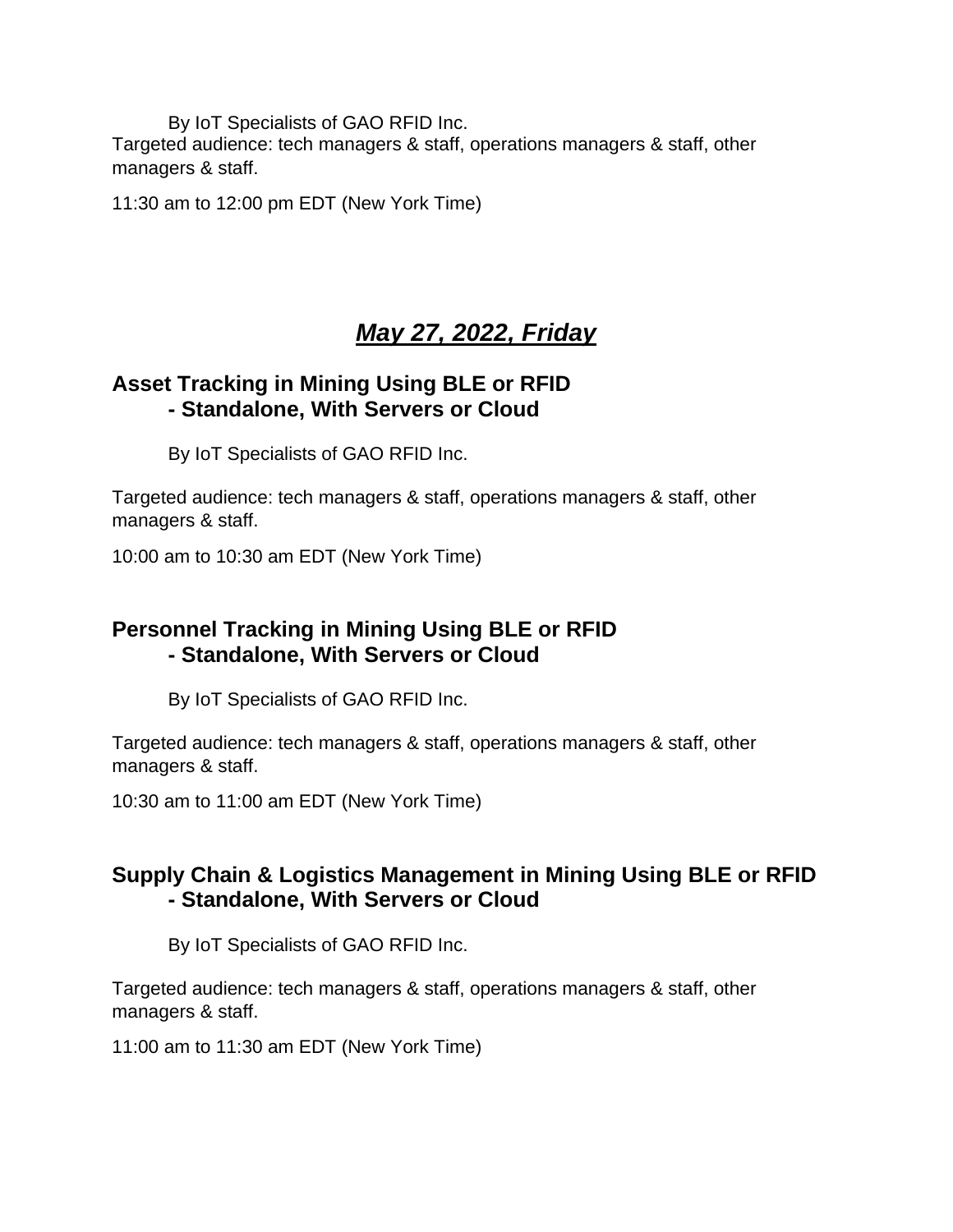By IoT Specialists of GAO RFID Inc.

Targeted audience: tech managers & staff, operations managers & staff, other managers & staff.

11:30 am to 12:00 pm EDT (New York Time)

## ***May 27, 2022, Friday***

### Asset Tracking in Mining Using BLE or RFID - Standalone, With Servers or Cloud

By IoT Specialists of GAO RFID Inc.

Targeted audience: tech managers & staff, operations managers & staff, other managers & staff.

10:00 am to 10:30 am EDT (New York Time)

### Personnel Tracking in Mining Using BLE or RFID - Standalone, With Servers or Cloud

By IoT Specialists of GAO RFID Inc.

Targeted audience: tech managers & staff, operations managers & staff, other managers & staff.

10:30 am to 11:00 am EDT (New York Time)

### Supply Chain & Logistics Management in Mining Using BLE or RFID - Standalone, With Servers or Cloud

By IoT Specialists of GAO RFID Inc.

Targeted audience: tech managers & staff, operations managers & staff, other managers & staff.

11:00 am to 11:30 am EDT (New York Time)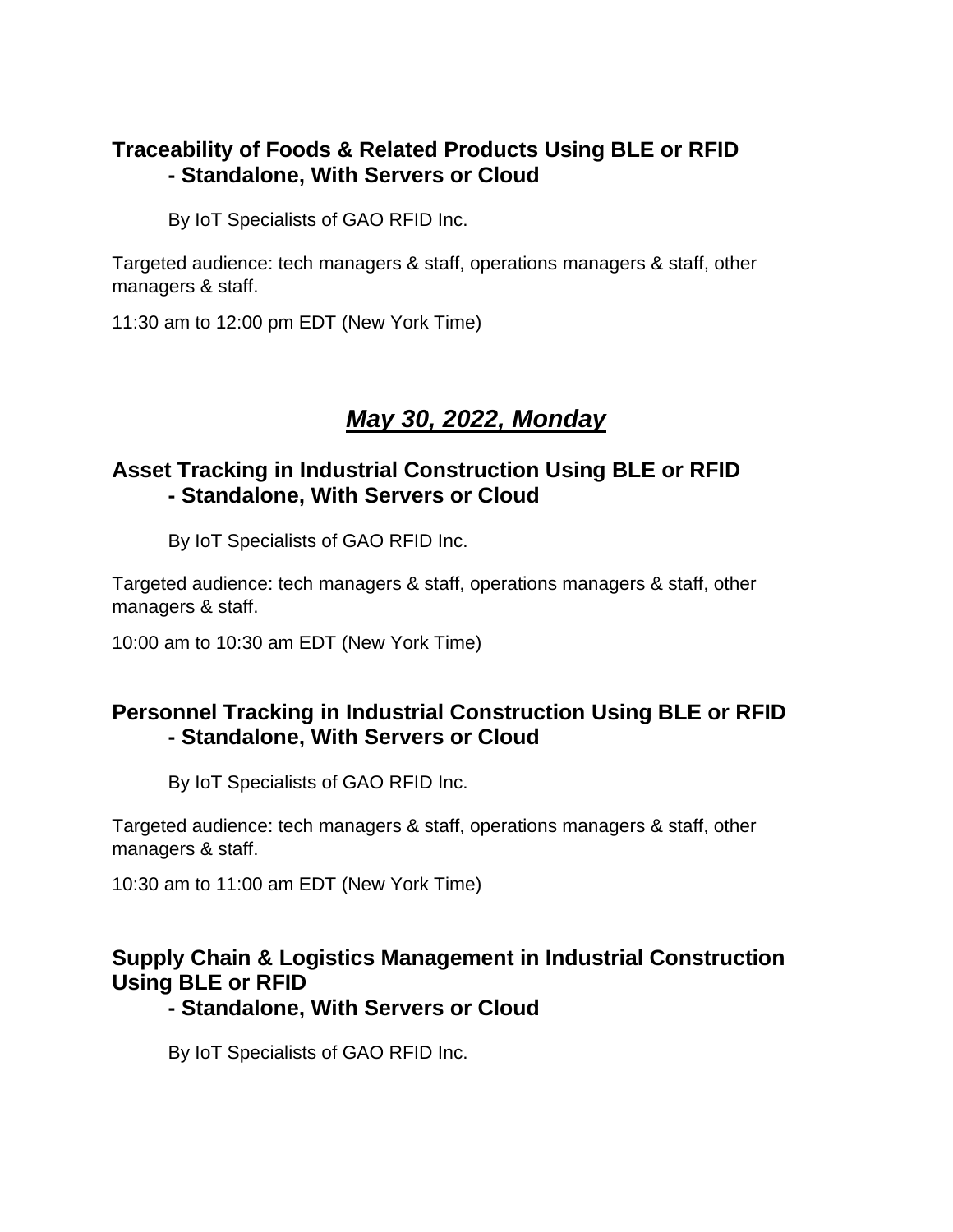### Traceability of Foods & Related Products Using BLE or RFID - Standalone, With Servers or Cloud

By IoT Specialists of GAO RFID Inc.

Targeted audience: tech managers & staff, operations managers & staff, other managers & staff.

11:30 am to 12:00 pm EDT (New York Time)

## *May 30, 2022, Monday*

### Asset Tracking in Industrial Construction Using BLE or RFID - Standalone, With Servers or Cloud

By IoT Specialists of GAO RFID Inc.

Targeted audience: tech managers & staff, operations managers & staff, other managers & staff.

10:00 am to 10:30 am EDT (New York Time)

### Personnel Tracking in Industrial Construction Using BLE or RFID - Standalone, With Servers or Cloud

By IoT Specialists of GAO RFID Inc.

Targeted audience: tech managers & staff, operations managers & staff, other managers & staff.

10:30 am to 11:00 am EDT (New York Time)

### Supply Chain & Logistics Management in Industrial Construction Using BLE or RFID - Standalone, With Servers or Cloud

By IoT Specialists of GAO RFID Inc.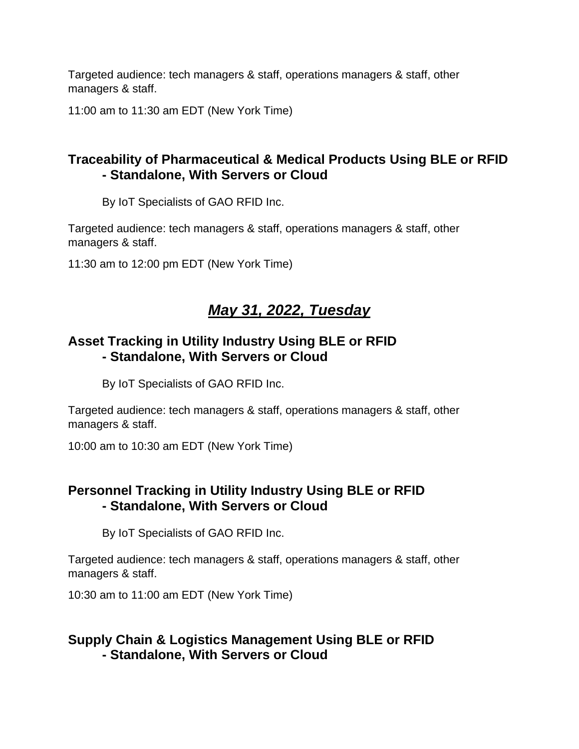Targeted audience: tech managers & staff, operations managers & staff, other managers & staff.

11:00 am to 11:30 am EDT (New York Time)

### Traceability of Pharmaceutical & Medical Products Using BLE or RFID - Standalone, With Servers or Cloud

By IoT Specialists of GAO RFID Inc.

Targeted audience: tech managers & staff, operations managers & staff, other managers & staff.

11:30 am to 12:00 pm EDT (New York Time)

## ***May 31, 2022, Tuesday***

### Asset Tracking in Utility Industry Using BLE or RFID - Standalone, With Servers or Cloud

By IoT Specialists of GAO RFID Inc.

Targeted audience: tech managers & staff, operations managers & staff, other managers & staff.

10:00 am to 10:30 am EDT (New York Time)

### Personnel Tracking in Utility Industry Using BLE or RFID - Standalone, With Servers or Cloud

By IoT Specialists of GAO RFID Inc.

Targeted audience: tech managers & staff, operations managers & staff, other managers & staff.

10:30 am to 11:00 am EDT (New York Time)

### Supply Chain & Logistics Management Using BLE or RFID - Standalone, With Servers or Cloud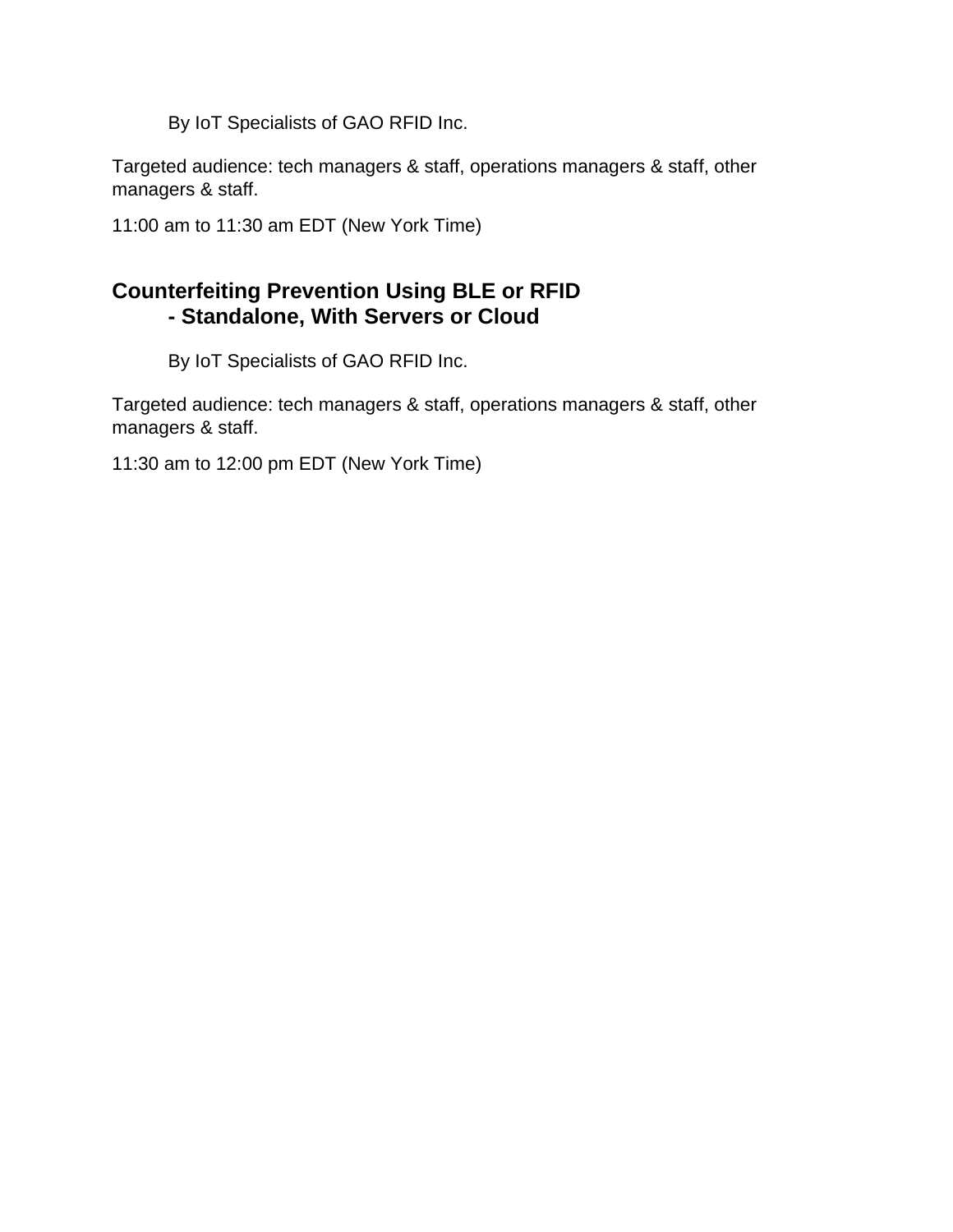By IoT Specialists of GAO RFID Inc.

Targeted audience: tech managers & staff, operations managers & staff, other managers & staff.

11:00 am to 11:30 am EDT (New York Time)

## Counterfeiting Prevention Using BLE or RFID - Standalone, With Servers or Cloud

By IoT Specialists of GAO RFID Inc.

Targeted audience: tech managers & staff, operations managers & staff, other managers & staff.

11:30 am to 12:00 pm EDT (New York Time)